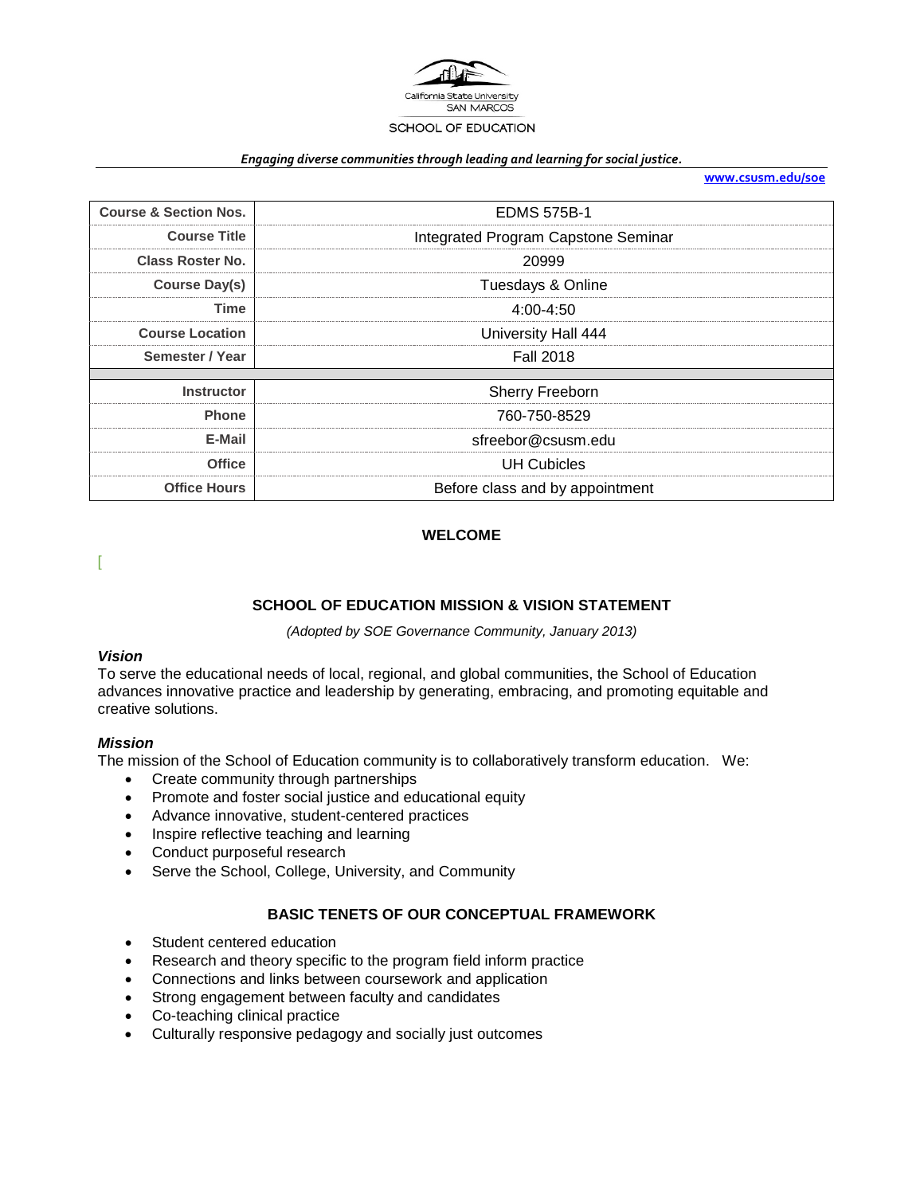California State University SAN MARCOS

SCHOOL OF EDUCATION

***Engaging diverse communities through leading and learning for social justice.***

**www.csusm.edu/soe**

| | |
|---|---|
| **Course & Section Nos.** | EDMS 575B-1 |
| **Course Title** | Integrated Program Capstone Seminar |
| **Class Roster No.** | 20999 |
| **Course Day(s)** | Tuesdays & Online |
| **Time** | 4:00-4:50 |
| **Course Location** | University Hall 444 |
| **Semester / Year** | Fall 2018 |
| | |
| **Instructor** | Sherry Freeborn |
| **Phone** | 760-750-8529 |
| **E-Mail** | sfreebor@csusm.edu |
| **Office** | UH Cubicles |
| **Office Hours** | Before class and by appointment |

## WELCOME

[

## SCHOOL OF EDUCATION MISSION & VISION STATEMENT

*(Adopted by SOE Governance Community, January 2013)*

### *Vision*

To serve the educational needs of local, regional, and global communities, the School of Education advances innovative practice and leadership by generating, embracing, and promoting equitable and creative solutions.

### *Mission*

The mission of the School of Education community is to collaboratively transform education. We:

- Create community through partnerships
- Promote and foster social justice and educational equity
- Advance innovative, student-centered practices
- Inspire reflective teaching and learning
- Conduct purposeful research
- Serve the School, College, University, and Community

## BASIC TENETS OF OUR CONCEPTUAL FRAMEWORK

- Student centered education
- Research and theory specific to the program field inform practice
- Connections and links between coursework and application
- Strong engagement between faculty and candidates
- Co-teaching clinical practice
- Culturally responsive pedagogy and socially just outcomes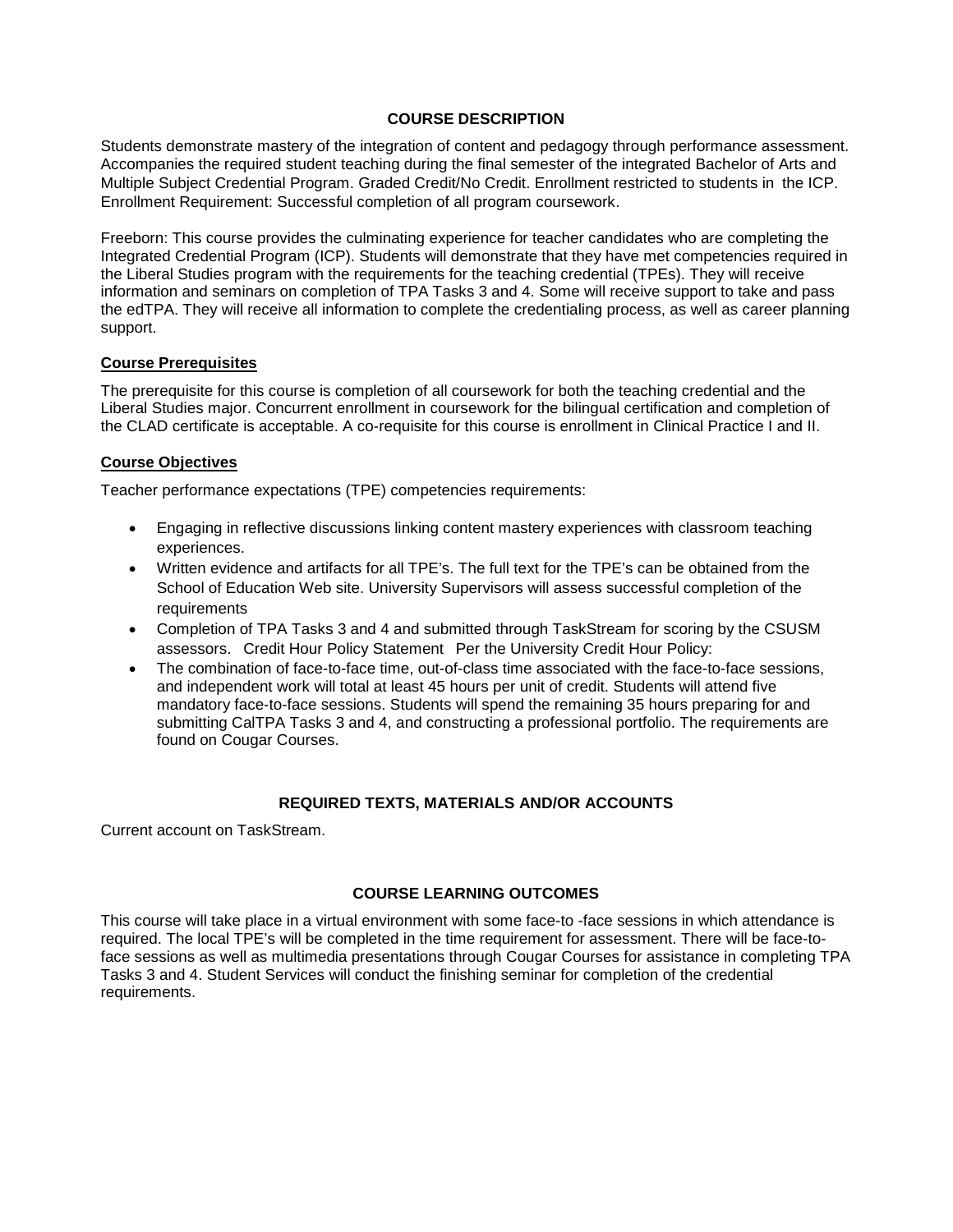## COURSE DESCRIPTION

Students demonstrate mastery of the integration of content and pedagogy through performance assessment. Accompanies the required student teaching during the final semester of the integrated Bachelor of Arts and Multiple Subject Credential Program. Graded Credit/No Credit. Enrollment restricted to students in the ICP. Enrollment Requirement: Successful completion of all program coursework.

Freeborn: This course provides the culminating experience for teacher candidates who are completing the Integrated Credential Program (ICP). Students will demonstrate that they have met competencies required in the Liberal Studies program with the requirements for the teaching credential (TPEs). They will receive information and seminars on completion of TPA Tasks 3 and 4. Some will receive support to take and pass the edTPA. They will receive all information to complete the credentialing process, as well as career planning support.

### Course Prerequisites

The prerequisite for this course is completion of all coursework for both the teaching credential and the Liberal Studies major. Concurrent enrollment in coursework for the bilingual certification and completion of the CLAD certificate is acceptable. A co-requisite for this course is enrollment in Clinical Practice I and II.

### Course Objectives

Teacher performance expectations (TPE) competencies requirements:

- Engaging in reflective discussions linking content mastery experiences with classroom teaching experiences.
- Written evidence and artifacts for all TPE's. The full text for the TPE's can be obtained from the School of Education Web site. University Supervisors will assess successful completion of the requirements
- Completion of TPA Tasks 3 and 4 and submitted through TaskStream for scoring by the CSUSM assessors. Credit Hour Policy Statement Per the University Credit Hour Policy:
- The combination of face-to-face time, out-of-class time associated with the face-to-face sessions, and independent work will total at least 45 hours per unit of credit. Students will attend five mandatory face-to-face sessions. Students will spend the remaining 35 hours preparing for and submitting CalTPA Tasks 3 and 4, and constructing a professional portfolio. The requirements are found on Cougar Courses.

## REQUIRED TEXTS, MATERIALS AND/OR ACCOUNTS

Current account on TaskStream.

## COURSE LEARNING OUTCOMES

This course will take place in a virtual environment with some face-to -face sessions in which attendance is required. The local TPE's will be completed in the time requirement for assessment. There will be face-to-face sessions as well as multimedia presentations through Cougar Courses for assistance in completing TPA Tasks 3 and 4. Student Services will conduct the finishing seminar for completion of the credential requirements.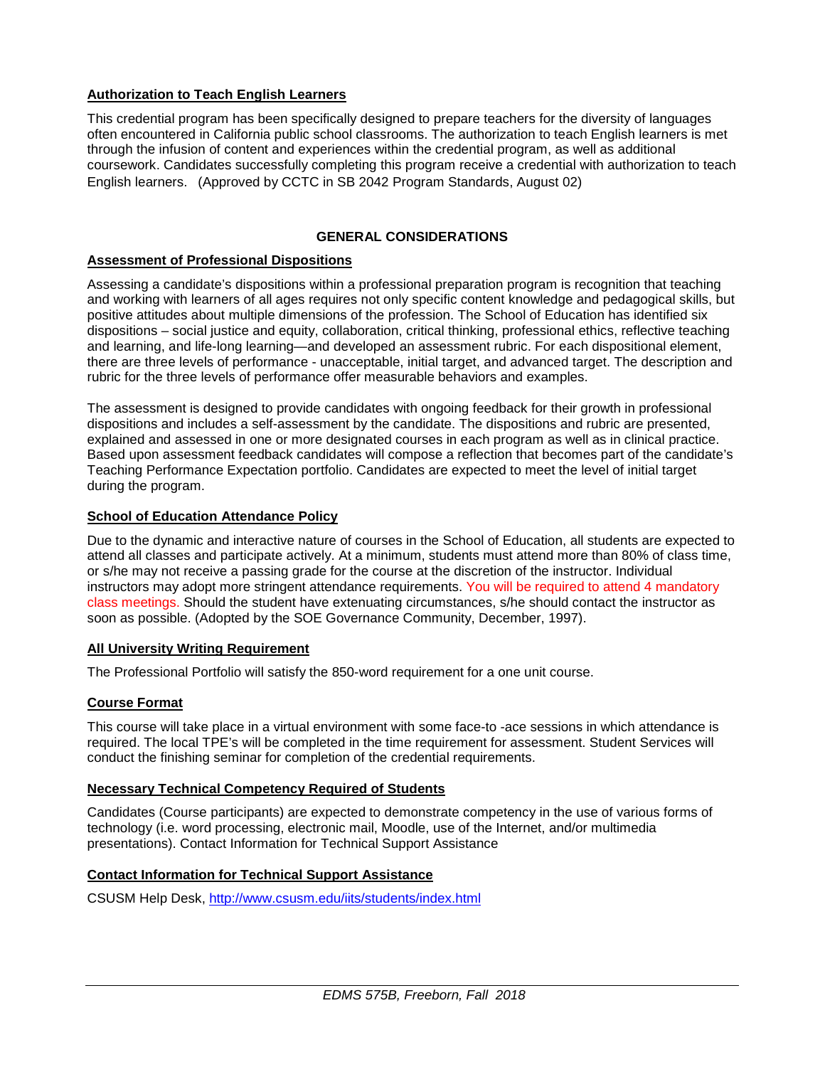**Authorization to Teach English Learners**

This credential program has been specifically designed to prepare teachers for the diversity of languages often encountered in California public school classrooms. The authorization to teach English learners is met through the infusion of content and experiences within the credential program, as well as additional coursework. Candidates successfully completing this program receive a credential with authorization to teach English learners. (Approved by CCTC in SB 2042 Program Standards, August 02)

## GENERAL CONSIDERATIONS

**Assessment of Professional Dispositions**

Assessing a candidate's dispositions within a professional preparation program is recognition that teaching and working with learners of all ages requires not only specific content knowledge and pedagogical skills, but positive attitudes about multiple dimensions of the profession. The School of Education has identified six dispositions – social justice and equity, collaboration, critical thinking, professional ethics, reflective teaching and learning, and life-long learning—and developed an assessment rubric. For each dispositional element, there are three levels of performance - unacceptable, initial target, and advanced target. The description and rubric for the three levels of performance offer measurable behaviors and examples.

The assessment is designed to provide candidates with ongoing feedback for their growth in professional dispositions and includes a self-assessment by the candidate. The dispositions and rubric are presented, explained and assessed in one or more designated courses in each program as well as in clinical practice. Based upon assessment feedback candidates will compose a reflection that becomes part of the candidate's Teaching Performance Expectation portfolio. Candidates are expected to meet the level of initial target during the program.

**School of Education Attendance Policy**

Due to the dynamic and interactive nature of courses in the School of Education, all students are expected to attend all classes and participate actively. At a minimum, students must attend more than 80% of class time, or s/he may not receive a passing grade for the course at the discretion of the instructor. Individual instructors may adopt more stringent attendance requirements. You will be required to attend 4 mandatory class meetings. Should the student have extenuating circumstances, s/he should contact the instructor as soon as possible. (Adopted by the SOE Governance Community, December, 1997).

**All University Writing Requirement**

The Professional Portfolio will satisfy the 850-word requirement for a one unit course.

**Course Format**

This course will take place in a virtual environment with some face-to -ace sessions in which attendance is required. The local TPE's will be completed in the time requirement for assessment. Student Services will conduct the finishing seminar for completion of the credential requirements.

**Necessary Technical Competency Required of Students**

Candidates (Course participants) are expected to demonstrate competency in the use of various forms of technology (i.e. word processing, electronic mail, Moodle, use of the Internet, and/or multimedia presentations). Contact Information for Technical Support Assistance

**Contact Information for Technical Support Assistance**

CSUSM Help Desk, http://www.csusm.edu/iits/students/index.html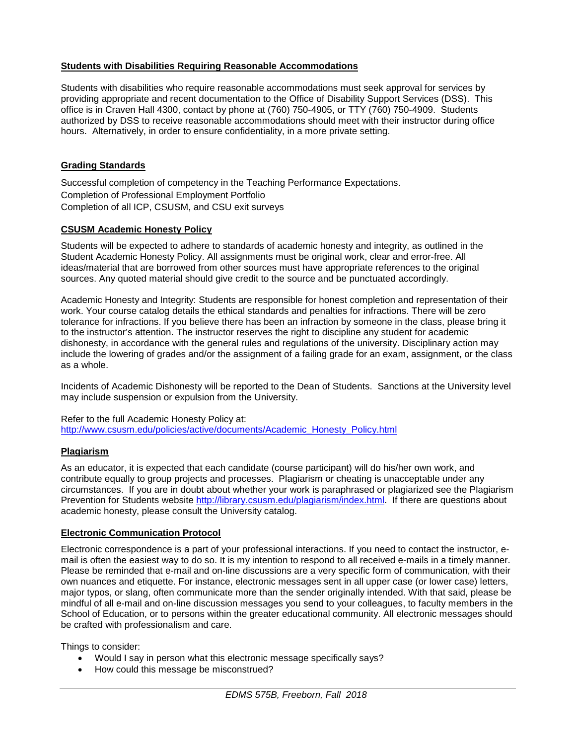## Students with Disabilities Requiring Reasonable Accommodations

Students with disabilities who require reasonable accommodations must seek approval for services by providing appropriate and recent documentation to the Office of Disability Support Services (DSS). This office is in Craven Hall 4300, contact by phone at (760) 750-4905, or TTY (760) 750-4909. Students authorized by DSS to receive reasonable accommodations should meet with their instructor during office hours. Alternatively, in order to ensure confidentiality, in a more private setting.

## Grading Standards

Successful completion of competency in the Teaching Performance Expectations.
Completion of Professional Employment Portfolio
Completion of all ICP, CSUSM, and CSU exit surveys

## CSUSM Academic Honesty Policy

Students will be expected to adhere to standards of academic honesty and integrity, as outlined in the Student Academic Honesty Policy. All assignments must be original work, clear and error-free. All ideas/material that are borrowed from other sources must have appropriate references to the original sources. Any quoted material should give credit to the source and be punctuated accordingly.

Academic Honesty and Integrity: Students are responsible for honest completion and representation of their work. Your course catalog details the ethical standards and penalties for infractions. There will be zero tolerance for infractions. If you believe there has been an infraction by someone in the class, please bring it to the instructor's attention. The instructor reserves the right to discipline any student for academic dishonesty, in accordance with the general rules and regulations of the university. Disciplinary action may include the lowering of grades and/or the assignment of a failing grade for an exam, assignment, or the class as a whole.

Incidents of Academic Dishonesty will be reported to the Dean of Students. Sanctions at the University level may include suspension or expulsion from the University.

Refer to the full Academic Honesty Policy at:
http://www.csusm.edu/policies/active/documents/Academic_Honesty_Policy.html

## Plagiarism

As an educator, it is expected that each candidate (course participant) will do his/her own work, and contribute equally to group projects and processes. Plagiarism or cheating is unacceptable under any circumstances. If you are in doubt about whether your work is paraphrased or plagiarized see the Plagiarism Prevention for Students website http://library.csusm.edu/plagiarism/index.html. If there are questions about academic honesty, please consult the University catalog.

## Electronic Communication Protocol

Electronic correspondence is a part of your professional interactions. If you need to contact the instructor, e-mail is often the easiest way to do so. It is my intention to respond to all received e-mails in a timely manner. Please be reminded that e-mail and on-line discussions are a very specific form of communication, with their own nuances and etiquette. For instance, electronic messages sent in all upper case (or lower case) letters, major typos, or slang, often communicate more than the sender originally intended. With that said, please be mindful of all e-mail and on-line discussion messages you send to your colleagues, to faculty members in the School of Education, or to persons within the greater educational community. All electronic messages should be crafted with professionalism and care.

Things to consider:

- Would I say in person what this electronic message specifically says?
- How could this message be misconstrued?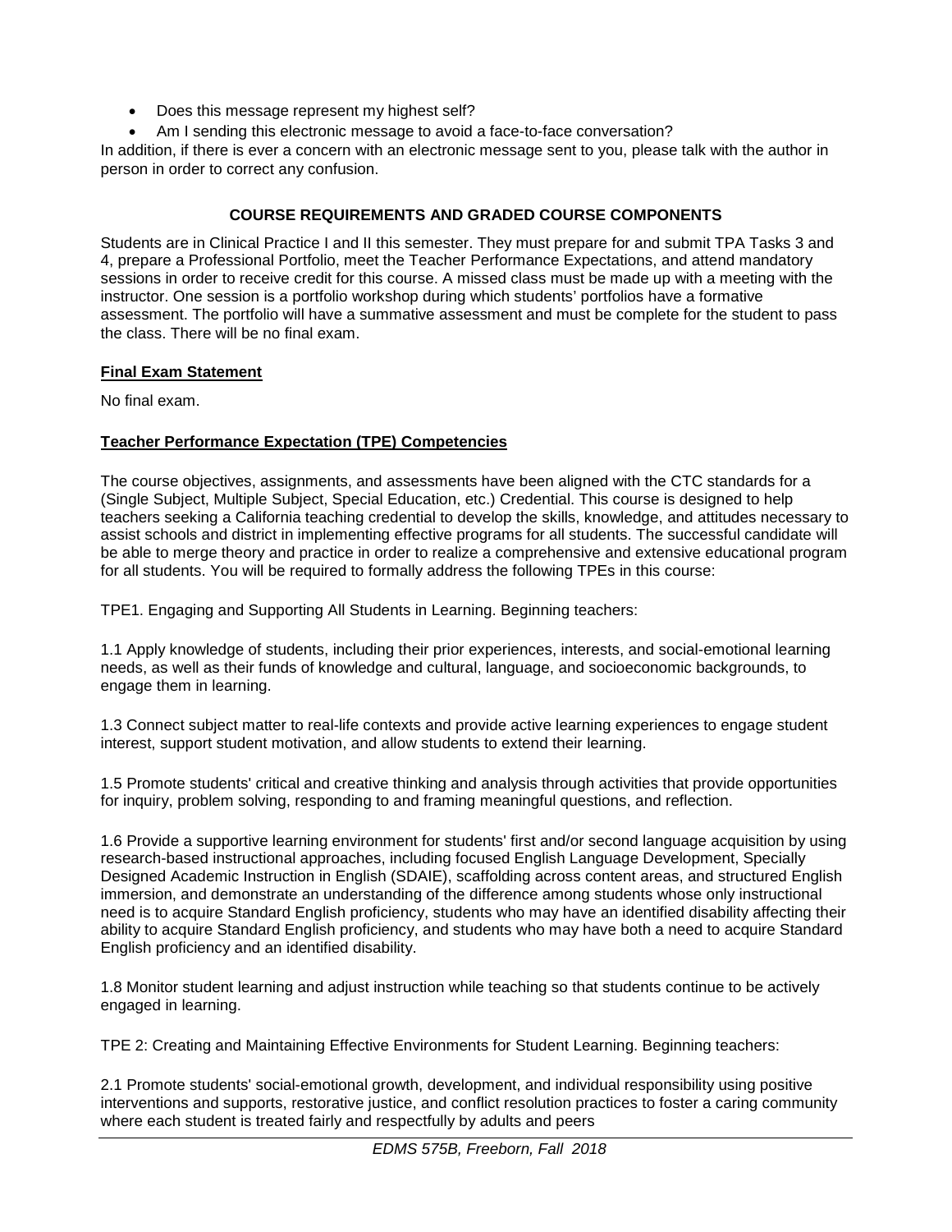- Does this message represent my highest self?
- Am I sending this electronic message to avoid a face-to-face conversation?

In addition, if there is ever a concern with an electronic message sent to you, please talk with the author in person in order to correct any confusion.

## COURSE REQUIREMENTS AND GRADED COURSE COMPONENTS

Students are in Clinical Practice I and II this semester. They must prepare for and submit TPA Tasks 3 and 4, prepare a Professional Portfolio, meet the Teacher Performance Expectations, and attend mandatory sessions in order to receive credit for this course. A missed class must be made up with a meeting with the instructor. One session is a portfolio workshop during which students' portfolios have a formative assessment. The portfolio will have a summative assessment and must be complete for the student to pass the class. There will be no final exam.

### Final Exam Statement

No final exam.

### Teacher Performance Expectation (TPE) Competencies

The course objectives, assignments, and assessments have been aligned with the CTC standards for a (Single Subject, Multiple Subject, Special Education, etc.) Credential. This course is designed to help teachers seeking a California teaching credential to develop the skills, knowledge, and attitudes necessary to assist schools and district in implementing effective programs for all students. The successful candidate will be able to merge theory and practice in order to realize a comprehensive and extensive educational program for all students. You will be required to formally address the following TPEs in this course:

TPE1. Engaging and Supporting All Students in Learning. Beginning teachers:

1.1 Apply knowledge of students, including their prior experiences, interests, and social-emotional learning needs, as well as their funds of knowledge and cultural, language, and socioeconomic backgrounds, to engage them in learning.

1.3 Connect subject matter to real-life contexts and provide active learning experiences to engage student interest, support student motivation, and allow students to extend their learning.

1.5 Promote students' critical and creative thinking and analysis through activities that provide opportunities for inquiry, problem solving, responding to and framing meaningful questions, and reflection.

1.6 Provide a supportive learning environment for students' first and/or second language acquisition by using research-based instructional approaches, including focused English Language Development, Specially Designed Academic Instruction in English (SDAIE), scaffolding across content areas, and structured English immersion, and demonstrate an understanding of the difference among students whose only instructional need is to acquire Standard English proficiency, students who may have an identified disability affecting their ability to acquire Standard English proficiency, and students who may have both a need to acquire Standard English proficiency and an identified disability.

1.8 Monitor student learning and adjust instruction while teaching so that students continue to be actively engaged in learning.

TPE 2: Creating and Maintaining Effective Environments for Student Learning. Beginning teachers:

2.1 Promote students' social-emotional growth, development, and individual responsibility using positive interventions and supports, restorative justice, and conflict resolution practices to foster a caring community where each student is treated fairly and respectfully by adults and peers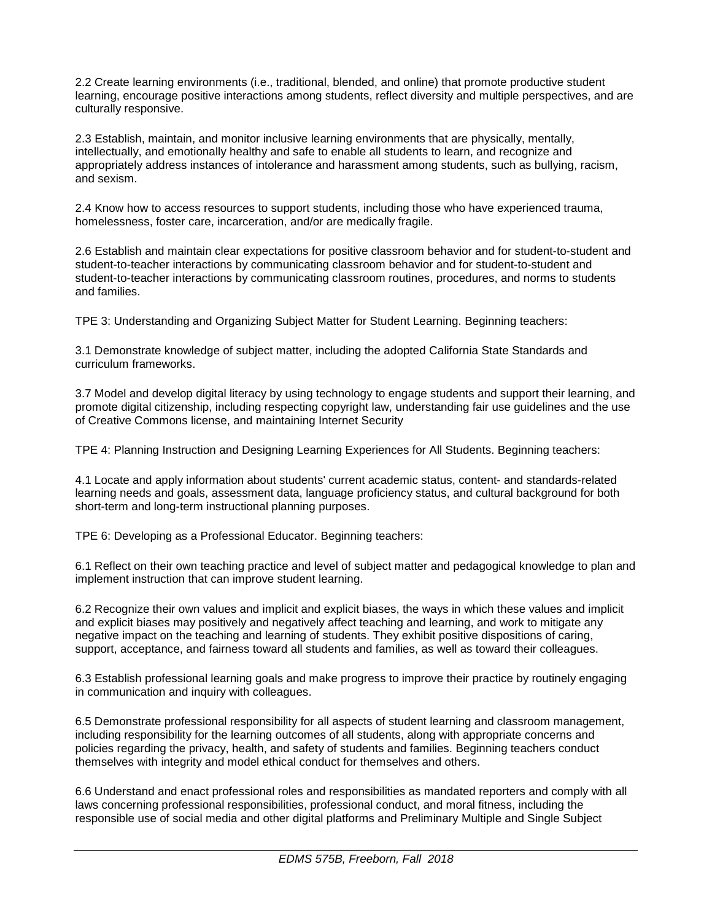2.2 Create learning environments (i.e., traditional, blended, and online) that promote productive student learning, encourage positive interactions among students, reflect diversity and multiple perspectives, and are culturally responsive.

2.3 Establish, maintain, and monitor inclusive learning environments that are physically, mentally, intellectually, and emotionally healthy and safe to enable all students to learn, and recognize and appropriately address instances of intolerance and harassment among students, such as bullying, racism, and sexism.

2.4 Know how to access resources to support students, including those who have experienced trauma, homelessness, foster care, incarceration, and/or are medically fragile.

2.6 Establish and maintain clear expectations for positive classroom behavior and for student-to-student and student-to-teacher interactions by communicating classroom behavior and for student-to-student and student-to-teacher interactions by communicating classroom routines, procedures, and norms to students and families.

TPE 3: Understanding and Organizing Subject Matter for Student Learning. Beginning teachers:

3.1 Demonstrate knowledge of subject matter, including the adopted California State Standards and curriculum frameworks.

3.7 Model and develop digital literacy by using technology to engage students and support their learning, and promote digital citizenship, including respecting copyright law, understanding fair use guidelines and the use of Creative Commons license, and maintaining Internet Security

TPE 4: Planning Instruction and Designing Learning Experiences for All Students. Beginning teachers:

4.1 Locate and apply information about students' current academic status, content- and standards-related learning needs and goals, assessment data, language proficiency status, and cultural background for both short-term and long-term instructional planning purposes.

TPE 6: Developing as a Professional Educator. Beginning teachers:

6.1 Reflect on their own teaching practice and level of subject matter and pedagogical knowledge to plan and implement instruction that can improve student learning.

6.2 Recognize their own values and implicit and explicit biases, the ways in which these values and implicit and explicit biases may positively and negatively affect teaching and learning, and work to mitigate any negative impact on the teaching and learning of students. They exhibit positive dispositions of caring, support, acceptance, and fairness toward all students and families, as well as toward their colleagues.

6.3 Establish professional learning goals and make progress to improve their practice by routinely engaging in communication and inquiry with colleagues.

6.5 Demonstrate professional responsibility for all aspects of student learning and classroom management, including responsibility for the learning outcomes of all students, along with appropriate concerns and policies regarding the privacy, health, and safety of students and families. Beginning teachers conduct themselves with integrity and model ethical conduct for themselves and others.

6.6 Understand and enact professional roles and responsibilities as mandated reporters and comply with all laws concerning professional responsibilities, professional conduct, and moral fitness, including the responsible use of social media and other digital platforms and Preliminary Multiple and Single Subject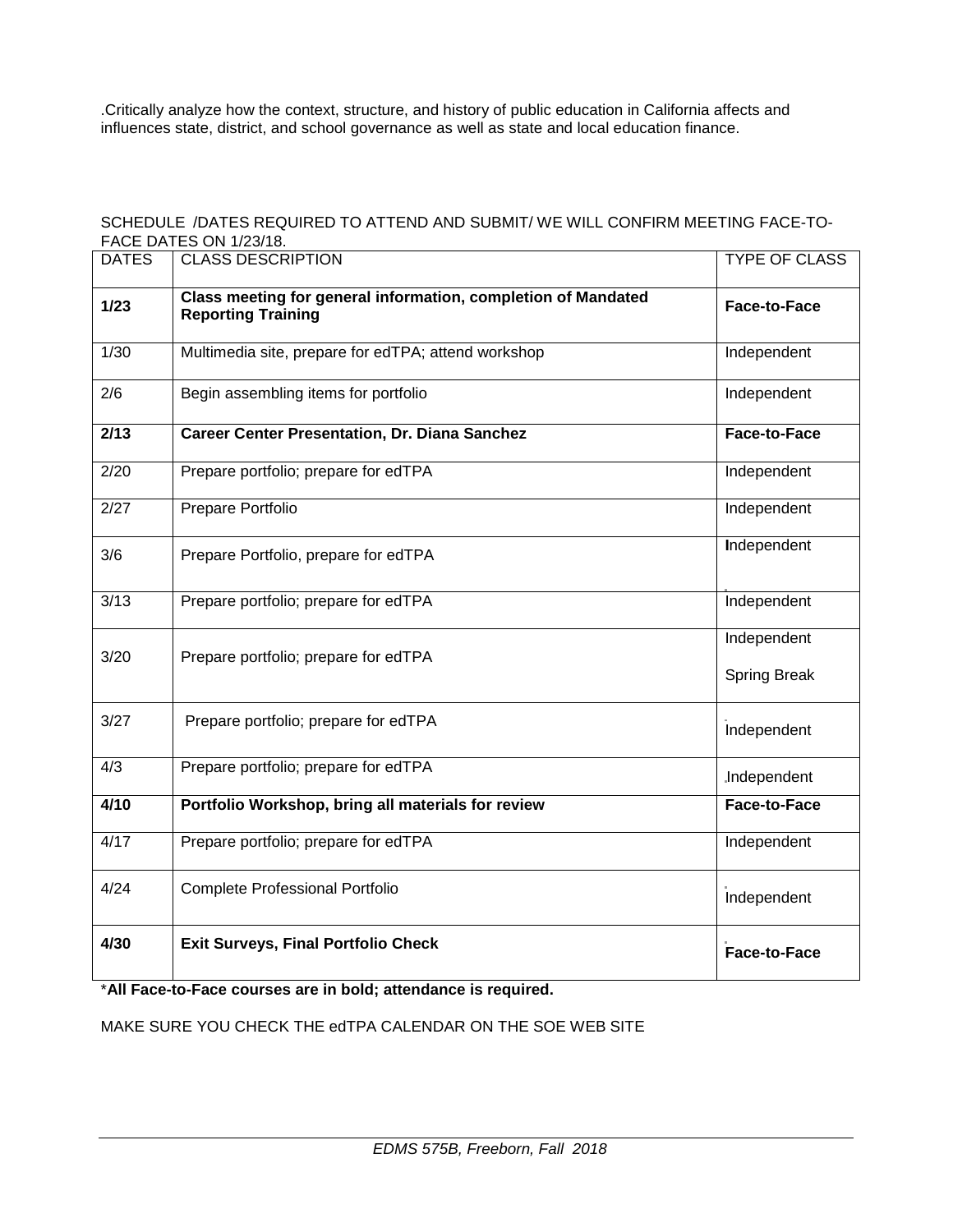.Critically analyze how the context, structure, and history of public education in California affects and influences state, district, and school governance as well as state and local education finance.

SCHEDULE /DATES REQUIRED TO ATTEND AND SUBMIT/ WE WILL CONFIRM MEETING FACE-TO-FACE DATES ON 1/23/18.

| DATES | CLASS DESCRIPTION | TYPE OF CLASS |
| --- | --- | --- |
| **1/23** | **Class meeting for general information, completion of Mandated Reporting Training** | **Face-to-Face** |
| 1/30 | Multimedia site, prepare for edTPA; attend workshop | Independent |
| 2/6 | Begin assembling items for portfolio | Independent |
| **2/13** | **Career Center Presentation, Dr. Diana Sanchez** | **Face-to-Face** |
| 2/20 | Prepare portfolio; prepare for edTPA | Independent |
| 2/27 | Prepare Portfolio | Independent |
| 3/6 | Prepare Portfolio, prepare for edTPA | Independent |
| 3/13 | Prepare portfolio; prepare for edTPA | Independent |
| 3/20 | Prepare portfolio; prepare for edTPA | Independent<br>Spring Break |
| 3/27 | Prepare portfolio; prepare for edTPA | Independent |
| 4/3 | Prepare portfolio; prepare for edTPA | Independent |
| **4/10** | **Portfolio Workshop, bring all materials for review** | **Face-to-Face** |
| 4/17 | Prepare portfolio; prepare for edTPA | Independent |
| 4/24 | Complete Professional Portfolio | Independent |
| **4/30** | **Exit Surveys, Final Portfolio Check** | **Face-to-Face** |

\***All Face-to-Face courses are in bold; attendance is required.**

MAKE SURE YOU CHECK THE edTPA CALENDAR ON THE SOE WEB SITE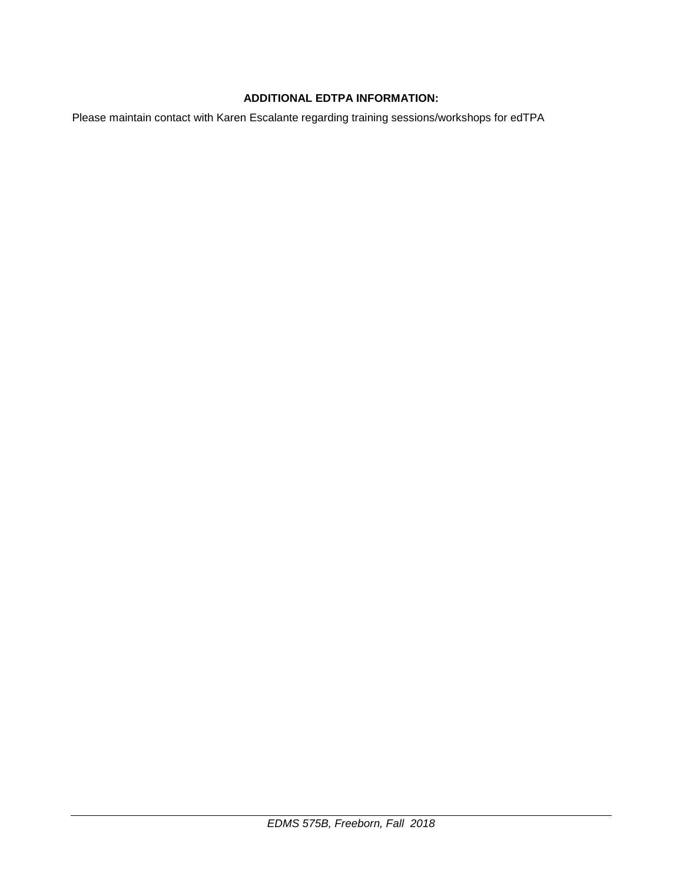## ADDITIONAL EDTPA INFORMATION:

Please maintain contact with Karen Escalante regarding training sessions/workshops for edTPA